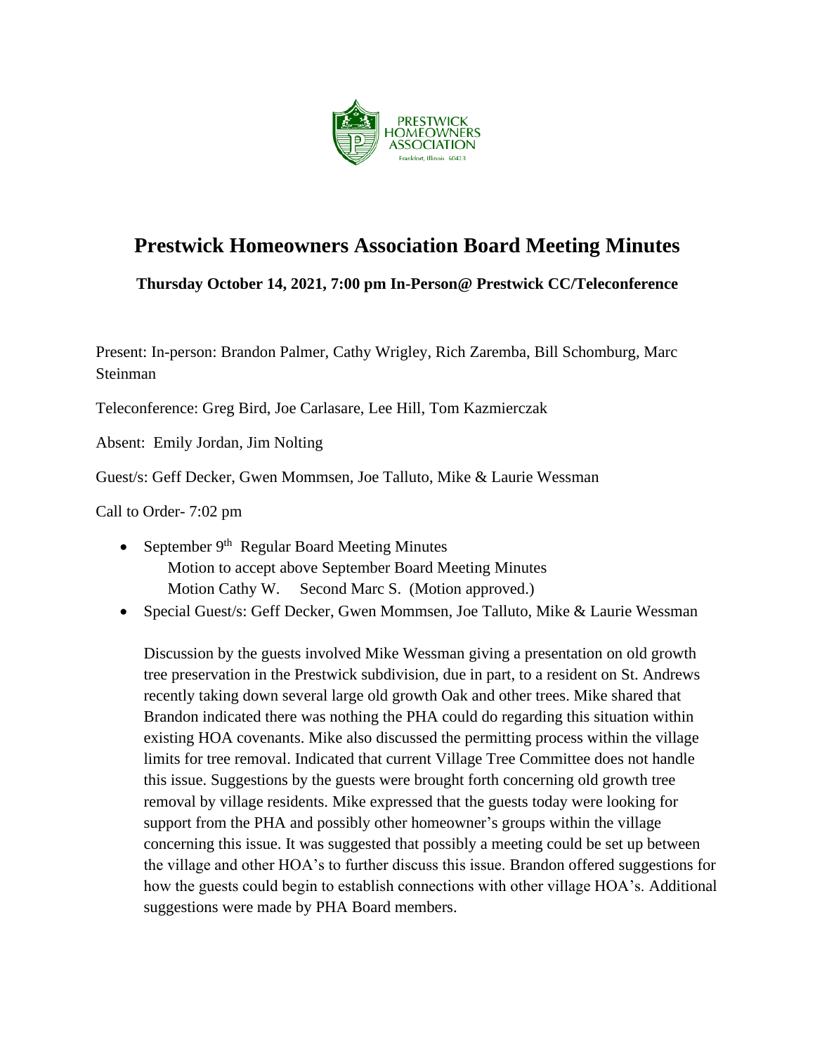# Prestwick Homeowners Association Board Meeting Minutes

**Thursday October 14, 2021, 7:00 pm In-Person@ Prestwick CC/Teleconference**

Present: In-person: Brandon Palmer, Cathy Wrigley, Rich Zaremba, Bill Schomburg, Marc Steinman

Teleconference: Greg Bird, Joe Carlasare, Lee Hill, Tom Kazmierczak

Absent: Emily Jordan, Jim Nolting

Guest/s: Geff Decker, Gwen Mommsen, Joe Talluto, Mike & Laurie Wessman

Call to Order- 7:02 pm

- September 9th Regular Board Meeting Minutes
  Motion to accept above September Board Meeting Minutes
  Motion Cathy W. Second Marc S. (Motion approved.)
- Special Guest/s: Geff Decker, Gwen Mommsen, Joe Talluto, Mike & Laurie Wessman

  Discussion by the guests involved Mike Wessman giving a presentation on old growth tree preservation in the Prestwick subdivision, due in part, to a resident on St. Andrews recently taking down several large old growth Oak and other trees. Mike shared that Brandon indicated there was nothing the PHA could do regarding this situation within existing HOA covenants. Mike also discussed the permitting process within the village limits for tree removal. Indicated that current Village Tree Committee does not handle this issue. Suggestions by the guests were brought forth concerning old growth tree removal by village residents. Mike expressed that the guests today were looking for support from the PHA and possibly other homeowner's groups within the village concerning this issue. It was suggested that possibly a meeting could be set up between the village and other HOA's to further discuss this issue. Brandon offered suggestions for how the guests could begin to establish connections with other village HOA's. Additional suggestions were made by PHA Board members.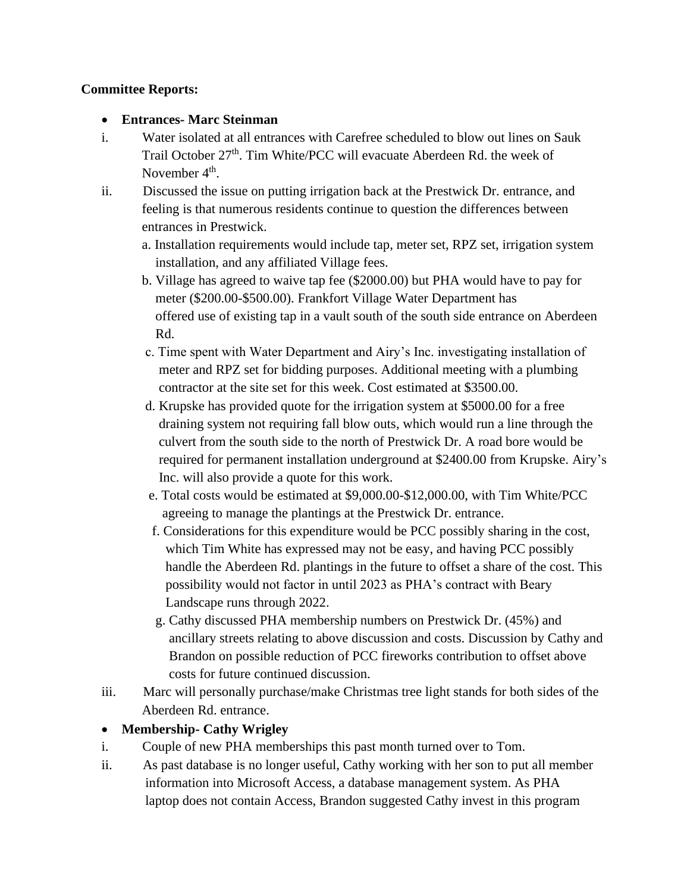**Committee Reports:**

- **Entrances- Marc Steinman**

i. Water isolated at all entrances with Carefree scheduled to blow out lines on Sauk Trail October 27th. Tim White/PCC will evacuate Aberdeen Rd. the week of November 4th.

ii. Discussed the issue on putting irrigation back at the Prestwick Dr. entrance, and feeling is that numerous residents continue to question the differences between entrances in Prestwick.

   a. Installation requirements would include tap, meter set, RPZ set, irrigation system installation, and any affiliated Village fees.

   b. Village has agreed to waive tap fee ($2000.00) but PHA would have to pay for meter ($200.00-$500.00). Frankfort Village Water Department has offered use of existing tap in a vault south of the south side entrance on Aberdeen Rd.

   c. Time spent with Water Department and Airy's Inc. investigating installation of meter and RPZ set for bidding purposes. Additional meeting with a plumbing contractor at the site set for this week. Cost estimated at $3500.00.

   d. Krupske has provided quote for the irrigation system at $5000.00 for a free draining system not requiring fall blow outs, which would run a line through the culvert from the south side to the north of Prestwick Dr. A road bore would be required for permanent installation underground at $2400.00 from Krupske. Airy's Inc. will also provide a quote for this work.

   e. Total costs would be estimated at $9,000.00-$12,000.00, with Tim White/PCC agreeing to manage the plantings at the Prestwick Dr. entrance.

   f. Considerations for this expenditure would be PCC possibly sharing in the cost, which Tim White has expressed may not be easy, and having PCC possibly handle the Aberdeen Rd. plantings in the future to offset a share of the cost. This possibility would not factor in until 2023 as PHA's contract with Beary Landscape runs through 2022.

   g. Cathy discussed PHA membership numbers on Prestwick Dr. (45%) and ancillary streets relating to above discussion and costs. Discussion by Cathy and Brandon on possible reduction of PCC fireworks contribution to offset above costs for future continued discussion.

iii. Marc will personally purchase/make Christmas tree light stands for both sides of the Aberdeen Rd. entrance.

- **Membership- Cathy Wrigley**

i. Couple of new PHA memberships this past month turned over to Tom.

ii. As past database is no longer useful, Cathy working with her son to put all member information into Microsoft Access, a database management system. As PHA laptop does not contain Access, Brandon suggested Cathy invest in this program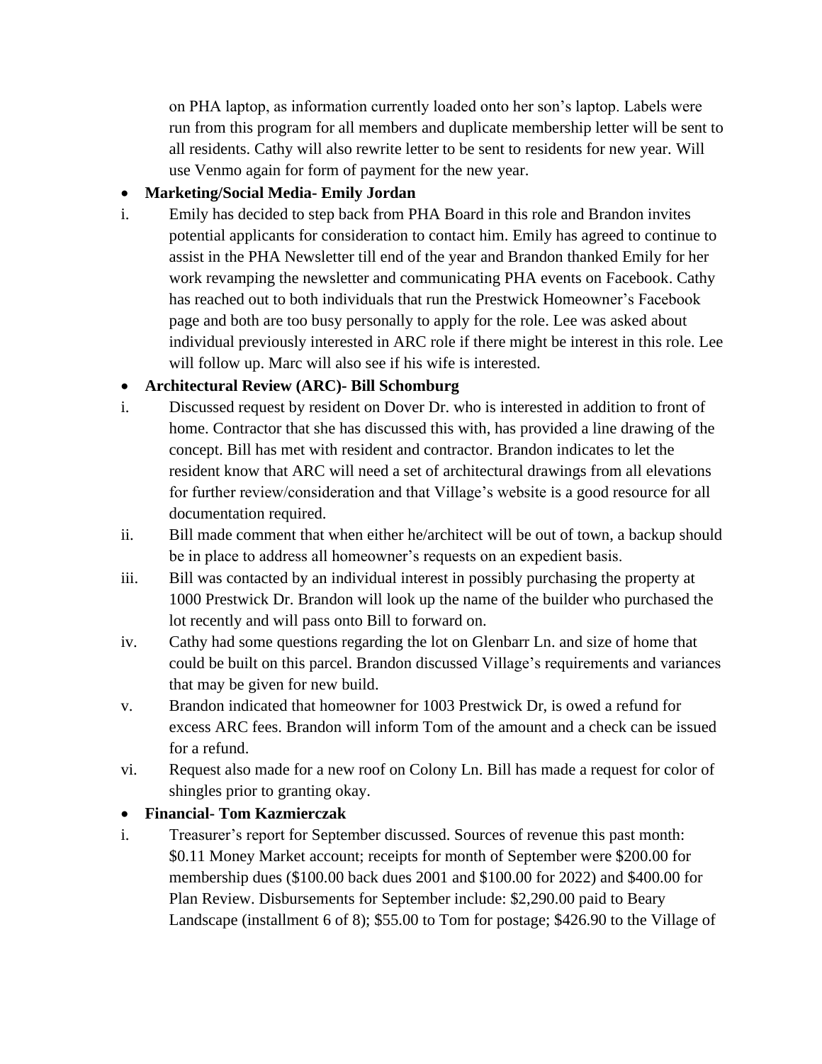on PHA laptop, as information currently loaded onto her son's laptop. Labels were run from this program for all members and duplicate membership letter will be sent to all residents. Cathy will also rewrite letter to be sent to residents for new year. Will use Venmo again for form of payment for the new year.

- **Marketing/Social Media- Emily Jordan**

i. Emily has decided to step back from PHA Board in this role and Brandon invites potential applicants for consideration to contact him. Emily has agreed to continue to assist in the PHA Newsletter till end of the year and Brandon thanked Emily for her work revamping the newsletter and communicating PHA events on Facebook. Cathy has reached out to both individuals that run the Prestwick Homeowner's Facebook page and both are too busy personally to apply for the role. Lee was asked about individual previously interested in ARC role if there might be interest in this role. Lee will follow up. Marc will also see if his wife is interested.

- **Architectural Review (ARC)- Bill Schomburg**

i. Discussed request by resident on Dover Dr. who is interested in addition to front of home. Contractor that she has discussed this with, has provided a line drawing of the concept. Bill has met with resident and contractor. Brandon indicates to let the resident know that ARC will need a set of architectural drawings from all elevations for further review/consideration and that Village's website is a good resource for all documentation required.

ii. Bill made comment that when either he/architect will be out of town, a backup should be in place to address all homeowner's requests on an expedient basis.

iii. Bill was contacted by an individual interest in possibly purchasing the property at 1000 Prestwick Dr. Brandon will look up the name of the builder who purchased the lot recently and will pass onto Bill to forward on.

iv. Cathy had some questions regarding the lot on Glenbarr Ln. and size of home that could be built on this parcel. Brandon discussed Village's requirements and variances that may be given for new build.

v. Brandon indicated that homeowner for 1003 Prestwick Dr, is owed a refund for excess ARC fees. Brandon will inform Tom of the amount and a check can be issued for a refund.

vi. Request also made for a new roof on Colony Ln. Bill has made a request for color of shingles prior to granting okay.

- **Financial- Tom Kazmierczak**

i. Treasurer's report for September discussed. Sources of revenue this past month: $0.11 Money Market account; receipts for month of September were $200.00 for membership dues ($100.00 back dues 2001 and $100.00 for 2022) and $400.00 for Plan Review. Disbursements for September include: $2,290.00 paid to Beary Landscape (installment 6 of 8); $55.00 to Tom for postage; $426.90 to the Village of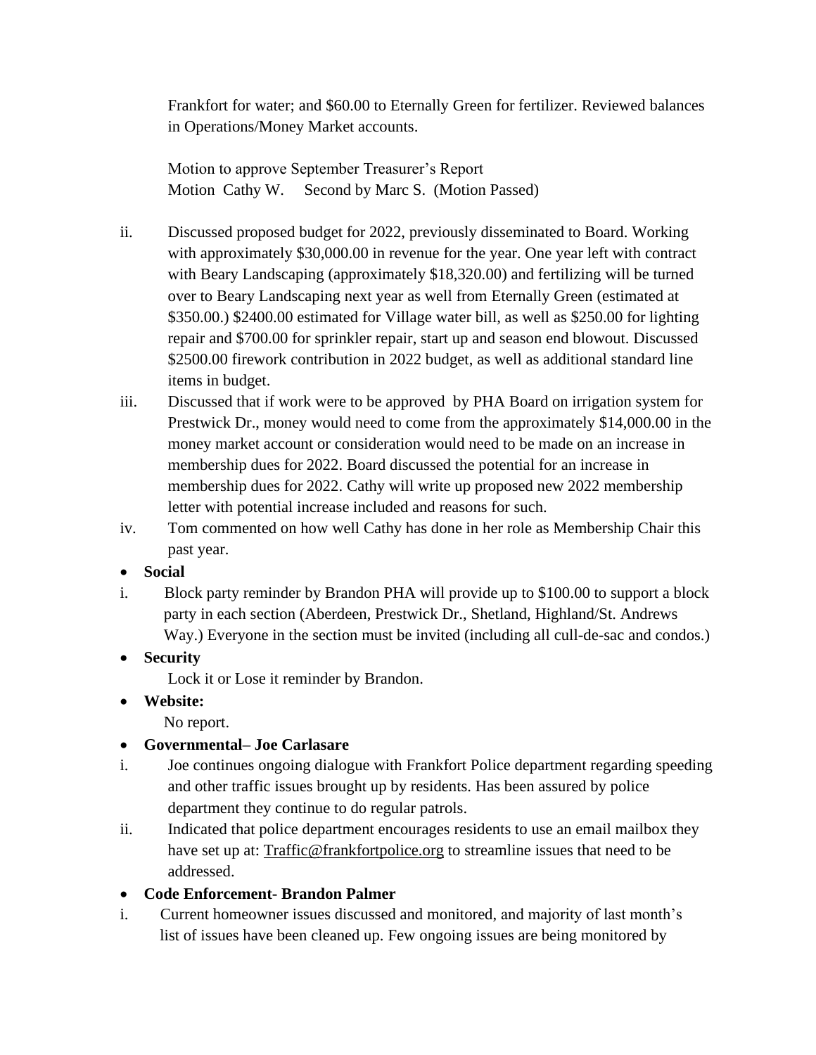Frankfort for water; and $60.00 to Eternally Green for fertilizer. Reviewed balances in Operations/Money Market accounts.

Motion to approve September Treasurer's Report
Motion Cathy W. Second by Marc S. (Motion Passed)

ii. Discussed proposed budget for 2022, previously disseminated to Board. Working with approximately $30,000.00 in revenue for the year. One year left with contract with Beary Landscaping (approximately $18,320.00) and fertilizing will be turned over to Beary Landscaping next year as well from Eternally Green (estimated at $350.00.) $2400.00 estimated for Village water bill, as well as $250.00 for lighting repair and $700.00 for sprinkler repair, start up and season end blowout. Discussed $2500.00 firework contribution in 2022 budget, as well as additional standard line items in budget.

iii. Discussed that if work were to be approved by PHA Board on irrigation system for Prestwick Dr., money would need to come from the approximately $14,000.00 in the money market account or consideration would need to be made on an increase in membership dues for 2022. Board discussed the potential for an increase in membership dues for 2022. Cathy will write up proposed new 2022 membership letter with potential increase included and reasons for such.

iv. Tom commented on how well Cathy has done in her role as Membership Chair this past year.

- **Social**

i. Block party reminder by Brandon PHA will provide up to $100.00 to support a block party in each section (Aberdeen, Prestwick Dr., Shetland, Highland/St. Andrews Way.) Everyone in the section must be invited (including all cull-de-sac and condos.)

- **Security**

Lock it or Lose it reminder by Brandon.

- **Website:**

No report.

- **Governmental– Joe Carlasare**

i. Joe continues ongoing dialogue with Frankfort Police department regarding speeding and other traffic issues brought up by residents. Has been assured by police department they continue to do regular patrols.

ii. Indicated that police department encourages residents to use an email mailbox they have set up at: Traffic@frankfortpolice.org to streamline issues that need to be addressed.

- **Code Enforcement- Brandon Palmer**

i. Current homeowner issues discussed and monitored, and majority of last month's list of issues have been cleaned up. Few ongoing issues are being monitored by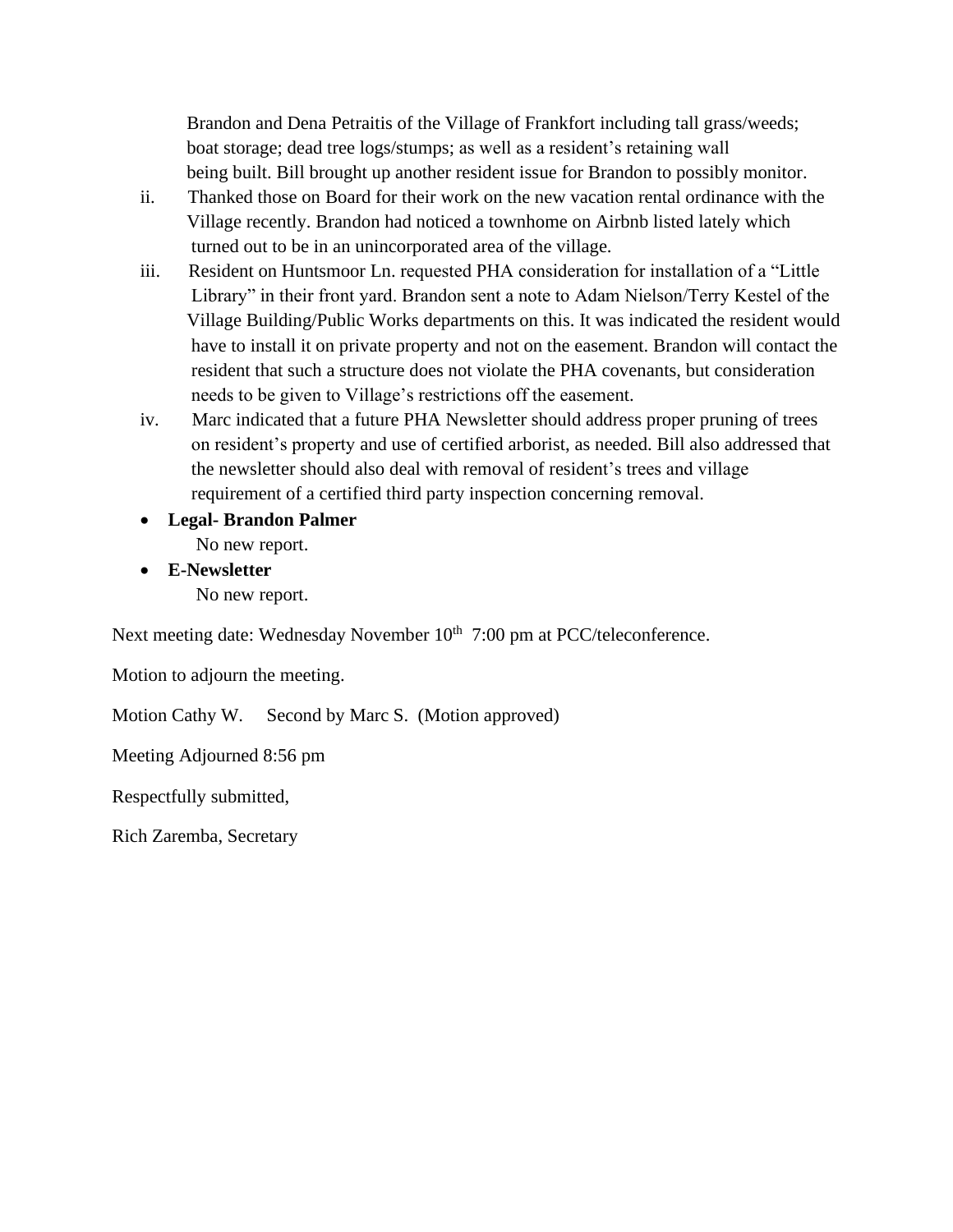Brandon and Dena Petraitis of the Village of Frankfort including tall grass/weeds; boat storage; dead tree logs/stumps; as well as a resident's retaining wall being built. Bill brought up another resident issue for Brandon to possibly monitor.

ii. Thanked those on Board for their work on the new vacation rental ordinance with the Village recently. Brandon had noticed a townhome on Airbnb listed lately which turned out to be in an unincorporated area of the village.

iii. Resident on Huntsmoor Ln. requested PHA consideration for installation of a "Little Library" in their front yard. Brandon sent a note to Adam Nielson/Terry Kestel of the Village Building/Public Works departments on this. It was indicated the resident would have to install it on private property and not on the easement. Brandon will contact the resident that such a structure does not violate the PHA covenants, but consideration needs to be given to Village's restrictions off the easement.

iv. Marc indicated that a future PHA Newsletter should address proper pruning of trees on resident's property and use of certified arborist, as needed. Bill also addressed that the newsletter should also deal with removal of resident's trees and village requirement of a certified third party inspection concerning removal.

- **Legal- Brandon Palmer**

  No new report.

- **E-Newsletter**

  No new report.

Next meeting date: Wednesday November 10th 7:00 pm at PCC/teleconference.

Motion to adjourn the meeting.

Motion Cathy W. Second by Marc S. (Motion approved)

Meeting Adjourned 8:56 pm

Respectfully submitted,

Rich Zaremba, Secretary